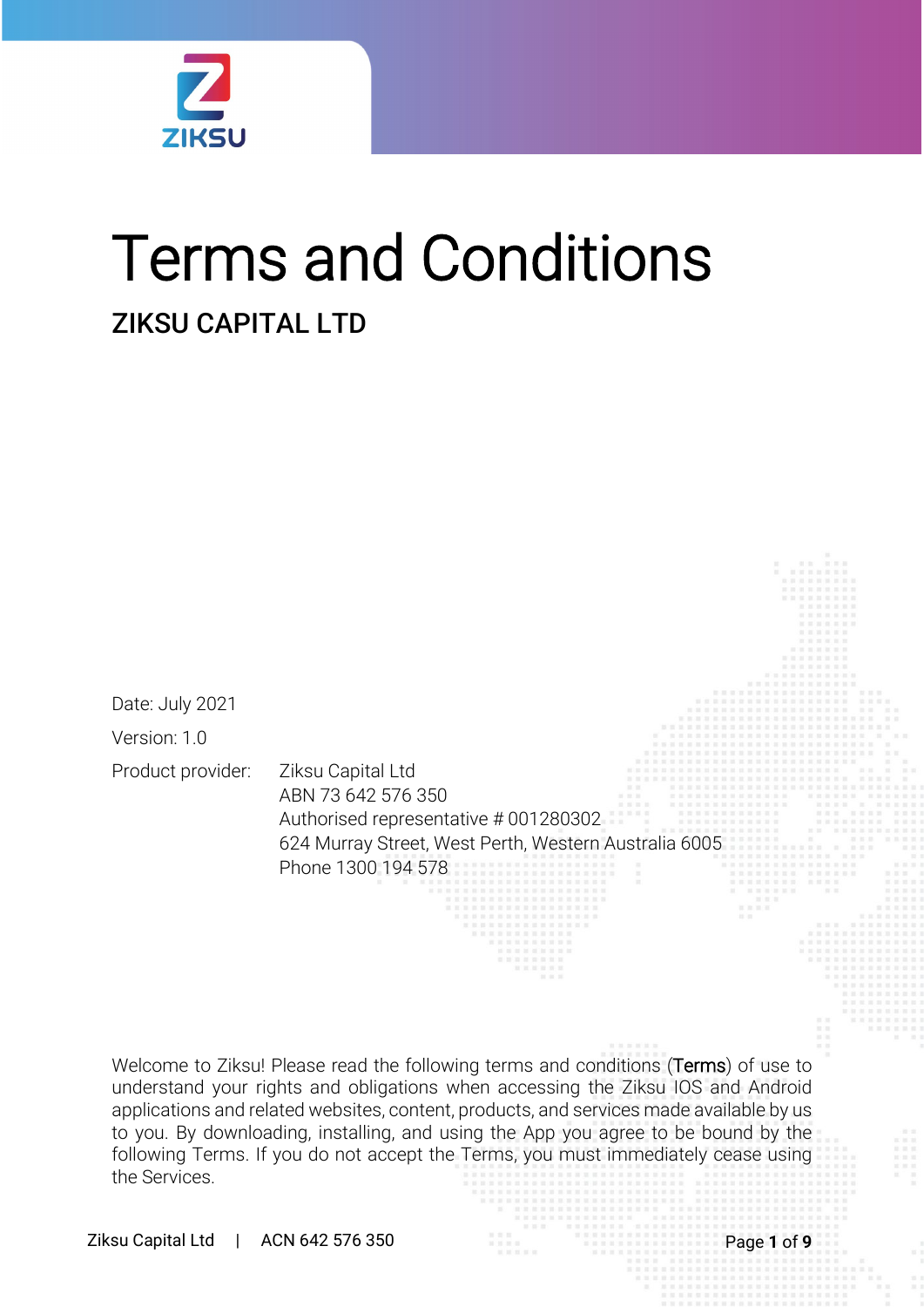# Terms and Conditions

## ZIKSU CAPITAL LTD

Date: July 2021

Version: 1.0

Product provider: Ziksu Capital Ltd
ABN 73 642 576 350
Authorised representative # 001280302
624 Murray Street, West Perth, Western Australia 6005
Phone 1300 194 578

Welcome to Ziksu! Please read the following terms and conditions (**Terms**) of use to understand your rights and obligations when accessing the Ziksu IOS and Android applications and related websites, content, products, and services made available by us to you. By downloading, installing, and using the App you agree to be bound by the following Terms. If you do not accept the Terms, you must immediately cease using the Services.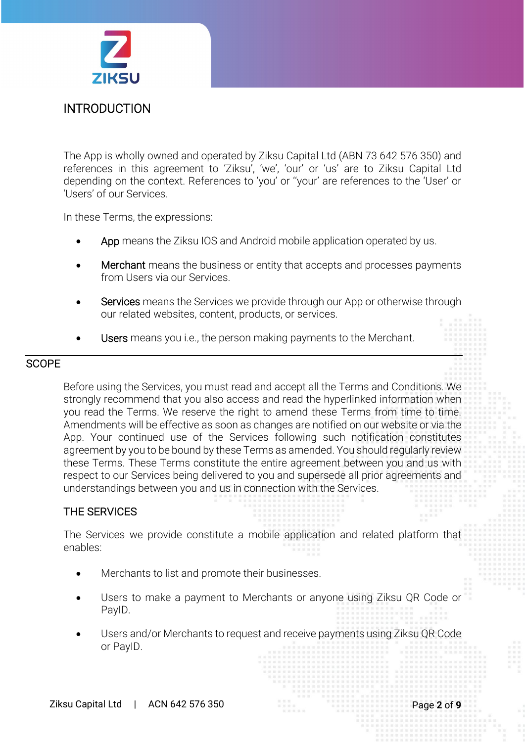## INTRODUCTION

The App is wholly owned and operated by Ziksu Capital Ltd (ABN 73 642 576 350) and references in this agreement to 'Ziksu', 'we', 'our' or 'us' are to Ziksu Capital Ltd depending on the context. References to 'you' or ''your' are references to the 'User' or 'Users' of our Services.

In these Terms, the expressions:

- **App** means the Ziksu IOS and Android mobile application operated by us.
- **Merchant** means the business or entity that accepts and processes payments from Users via our Services.
- **Services** means the Services we provide through our App or otherwise through our related websites, content, products, or services.
- **Users** means you i.e., the person making payments to the Merchant.

## SCOPE

Before using the Services, you must read and accept all the Terms and Conditions. We strongly recommend that you also access and read the hyperlinked information when you read the Terms. We reserve the right to amend these Terms from time to time. Amendments will be effective as soon as changes are notified on our website or via the App. Your continued use of the Services following such notification constitutes agreement by you to be bound by these Terms as amended. You should regularly review these Terms. These Terms constitute the entire agreement between you and us with respect to our Services being delivered to you and supersede all prior agreements and understandings between you and us in connection with the Services.

### THE SERVICES

The Services we provide constitute a mobile application and related platform that enables:

- Merchants to list and promote their businesses.
- Users to make a payment to Merchants or anyone using Ziksu QR Code or PayID.
- Users and/or Merchants to request and receive payments using Ziksu QR Code or PayID.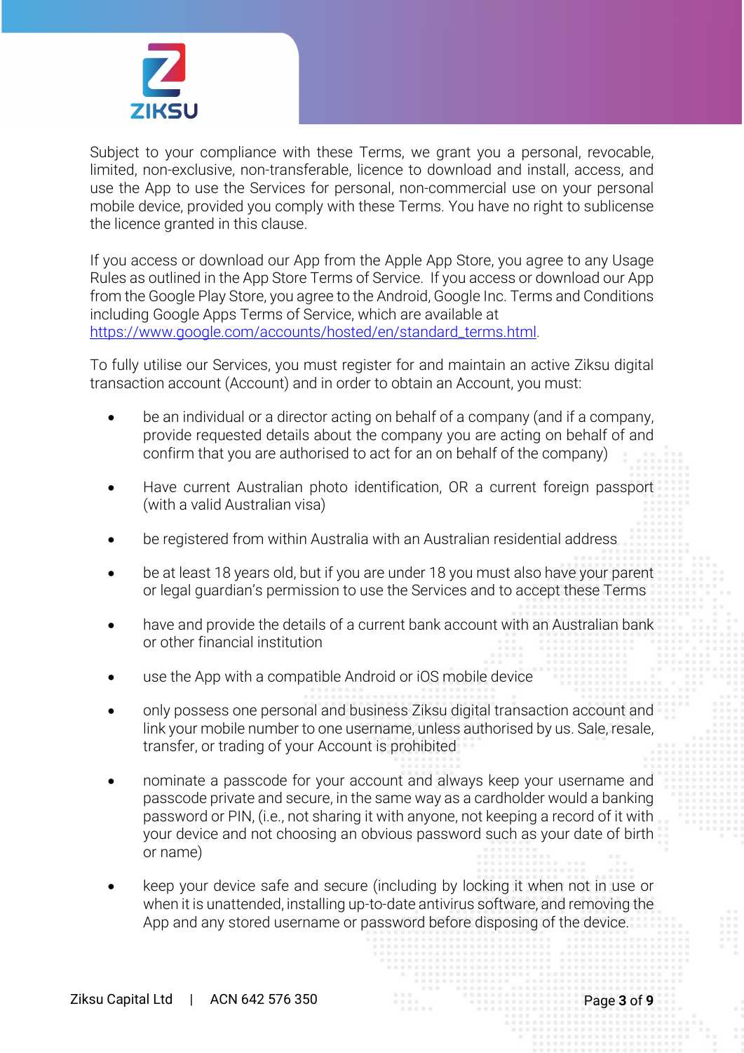Subject to your compliance with these Terms, we grant you a personal, revocable, limited, non-exclusive, non-transferable, licence to download and install, access, and use the App to use the Services for personal, non-commercial use on your personal mobile device, provided you comply with these Terms. You have no right to sublicense the licence granted in this clause.

If you access or download our App from the Apple App Store, you agree to any Usage Rules as outlined in the App Store Terms of Service. If you access or download our App from the Google Play Store, you agree to the Android, Google Inc. Terms and Conditions including Google Apps Terms of Service, which are available at [https://www.google.com/accounts/hosted/en/standard_terms.html](https://www.google.com/accounts/hosted/en/standard_terms.html).

To fully utilise our Services, you must register for and maintain an active Ziksu digital transaction account (Account) and in order to obtain an Account, you must:

- be an individual or a director acting on behalf of a company (and if a company, provide requested details about the company you are acting on behalf of and confirm that you are authorised to act for an on behalf of the company)
- Have current Australian photo identification, OR a current foreign passport (with a valid Australian visa)
- be registered from within Australia with an Australian residential address
- be at least 18 years old, but if you are under 18 you must also have your parent or legal guardian's permission to use the Services and to accept these Terms
- have and provide the details of a current bank account with an Australian bank or other financial institution
- use the App with a compatible Android or iOS mobile device
- only possess one personal and business Ziksu digital transaction account and link your mobile number to one username, unless authorised by us. Sale, resale, transfer, or trading of your Account is prohibited
- nominate a passcode for your account and always keep your username and passcode private and secure, in the same way as a cardholder would a banking password or PIN, (i.e., not sharing it with anyone, not keeping a record of it with your device and not choosing an obvious password such as your date of birth or name)
- keep your device safe and secure (including by locking it when not in use or when it is unattended, installing up-to-date antivirus software, and removing the App and any stored username or password before disposing of the device.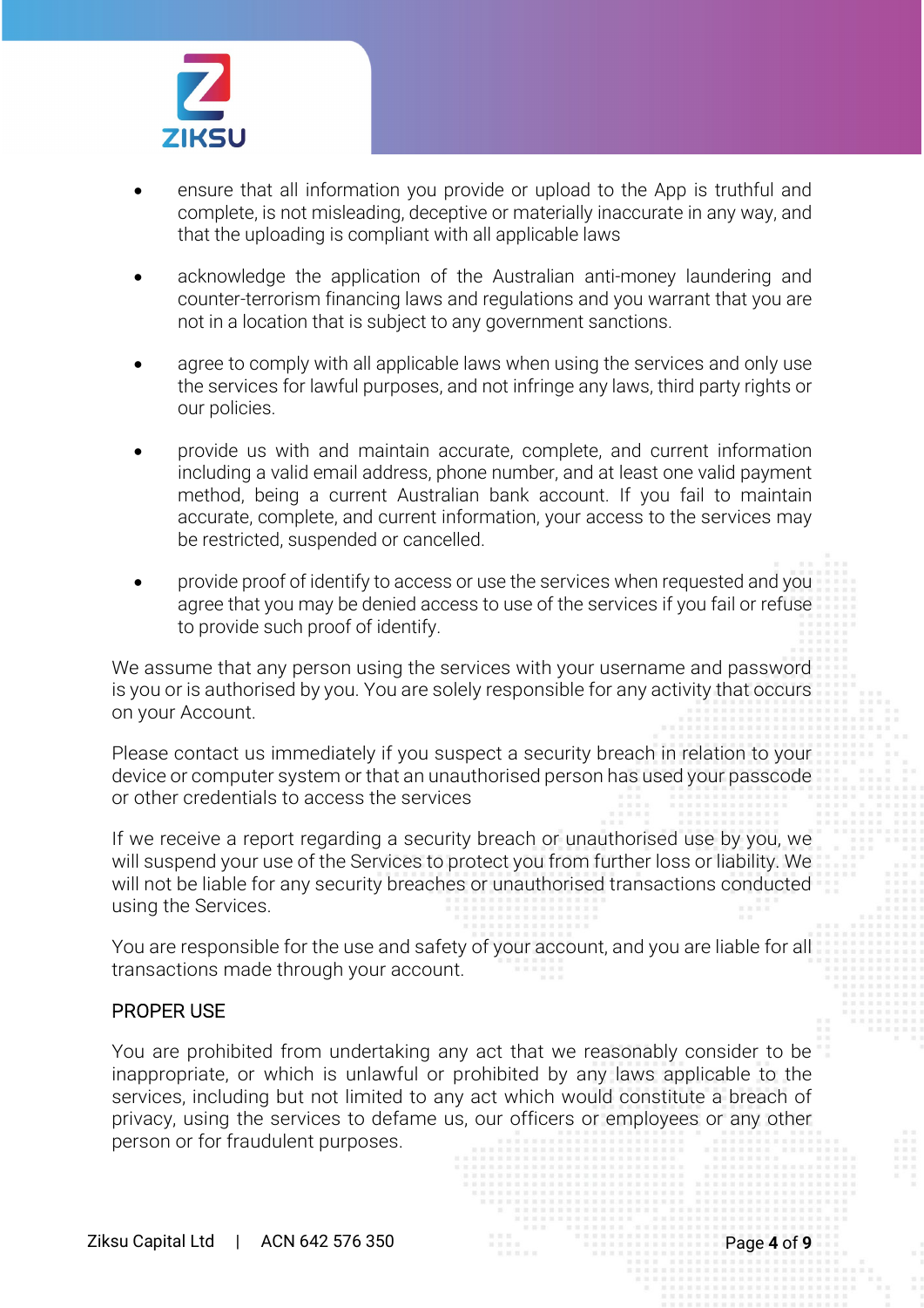- ensure that all information you provide or upload to the App is truthful and complete, is not misleading, deceptive or materially inaccurate in any way, and that the uploading is compliant with all applicable laws

- acknowledge the application of the Australian anti-money laundering and counter-terrorism financing laws and regulations and you warrant that you are not in a location that is subject to any government sanctions.

- agree to comply with all applicable laws when using the services and only use the services for lawful purposes, and not infringe any laws, third party rights or our policies.

- provide us with and maintain accurate, complete, and current information including a valid email address, phone number, and at least one valid payment method, being a current Australian bank account. If you fail to maintain accurate, complete, and current information, your access to the services may be restricted, suspended or cancelled.

- provide proof of identify to access or use the services when requested and you agree that you may be denied access to use of the services if you fail or refuse to provide such proof of identify.

We assume that any person using the services with your username and password is you or is authorised by you. You are solely responsible for any activity that occurs on your Account.

Please contact us immediately if you suspect a security breach in relation to your device or computer system or that an unauthorised person has used your passcode or other credentials to access the services

If we receive a report regarding a security breach or unauthorised use by you, we will suspend your use of the Services to protect you from further loss or liability. We will not be liable for any security breaches or unauthorised transactions conducted using the Services.

You are responsible for the use and safety of your account, and you are liable for all transactions made through your account.

## PROPER USE

You are prohibited from undertaking any act that we reasonably consider to be inappropriate, or which is unlawful or prohibited by any laws applicable to the services, including but not limited to any act which would constitute a breach of privacy, using the services to defame us, our officers or employees or any other person or for fraudulent purposes.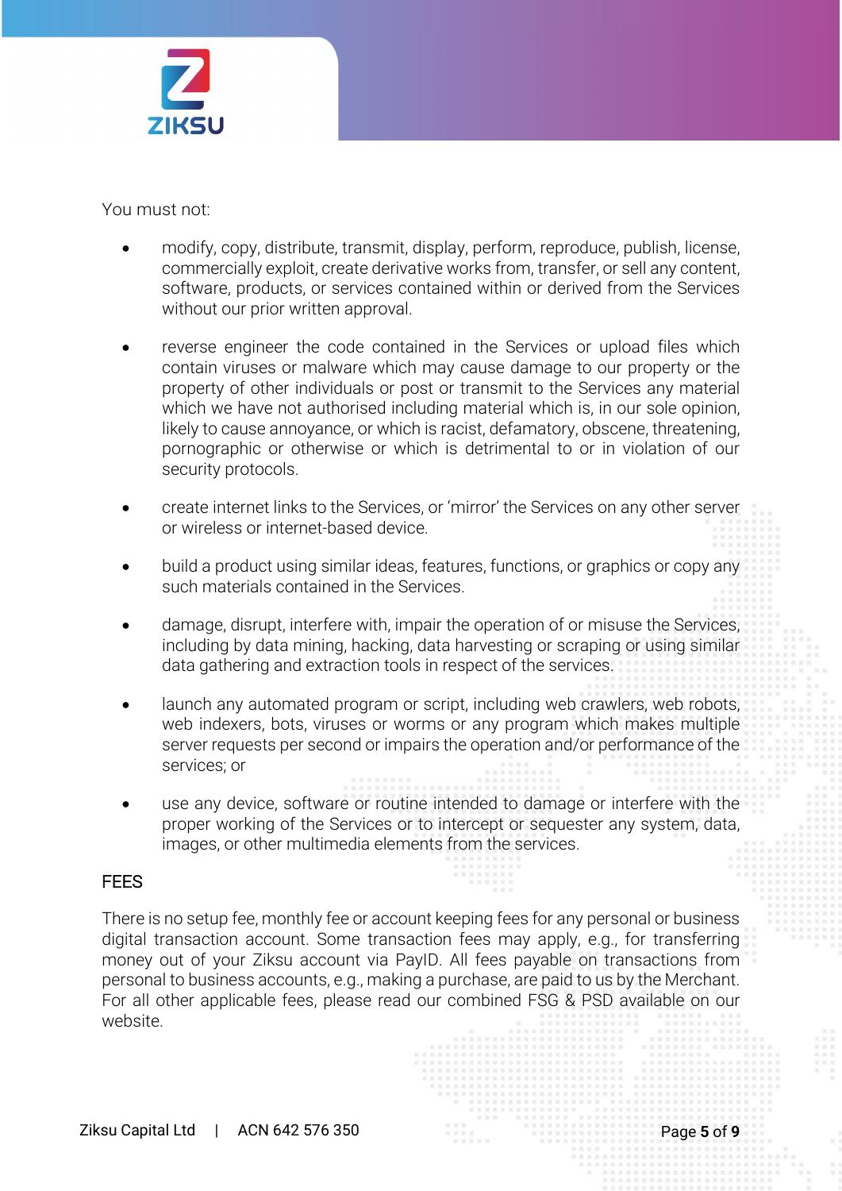You must not:

- modify, copy, distribute, transmit, display, perform, reproduce, publish, license, commercially exploit, create derivative works from, transfer, or sell any content, software, products, or services contained within or derived from the Services without our prior written approval.

- reverse engineer the code contained in the Services or upload files which contain viruses or malware which may cause damage to our property or the property of other individuals or post or transmit to the Services any material which we have not authorised including material which is, in our sole opinion, likely to cause annoyance, or which is racist, defamatory, obscene, threatening, pornographic or otherwise or which is detrimental to or in violation of our security protocols.

- create internet links to the Services, or 'mirror' the Services on any other server or wireless or internet-based device.

- build a product using similar ideas, features, functions, or graphics or copy any such materials contained in the Services.

- damage, disrupt, interfere with, impair the operation of or misuse the Services, including by data mining, hacking, data harvesting or scraping or using similar data gathering and extraction tools in respect of the services.

- launch any automated program or script, including web crawlers, web robots, web indexers, bots, viruses or worms or any program which makes multiple server requests per second or impairs the operation and/or performance of the services; or

- use any device, software or routine intended to damage or interfere with the proper working of the Services or to intercept or sequester any system, data, images, or other multimedia elements from the services.

## FEES

There is no setup fee, monthly fee or account keeping fees for any personal or business digital transaction account. Some transaction fees may apply, e.g., for transferring money out of your Ziksu account via PayID. All fees payable on transactions from personal to business accounts, e.g., making a purchase, are paid to us by the Merchant. For all other applicable fees, please read our combined FSG & PSD available on our website.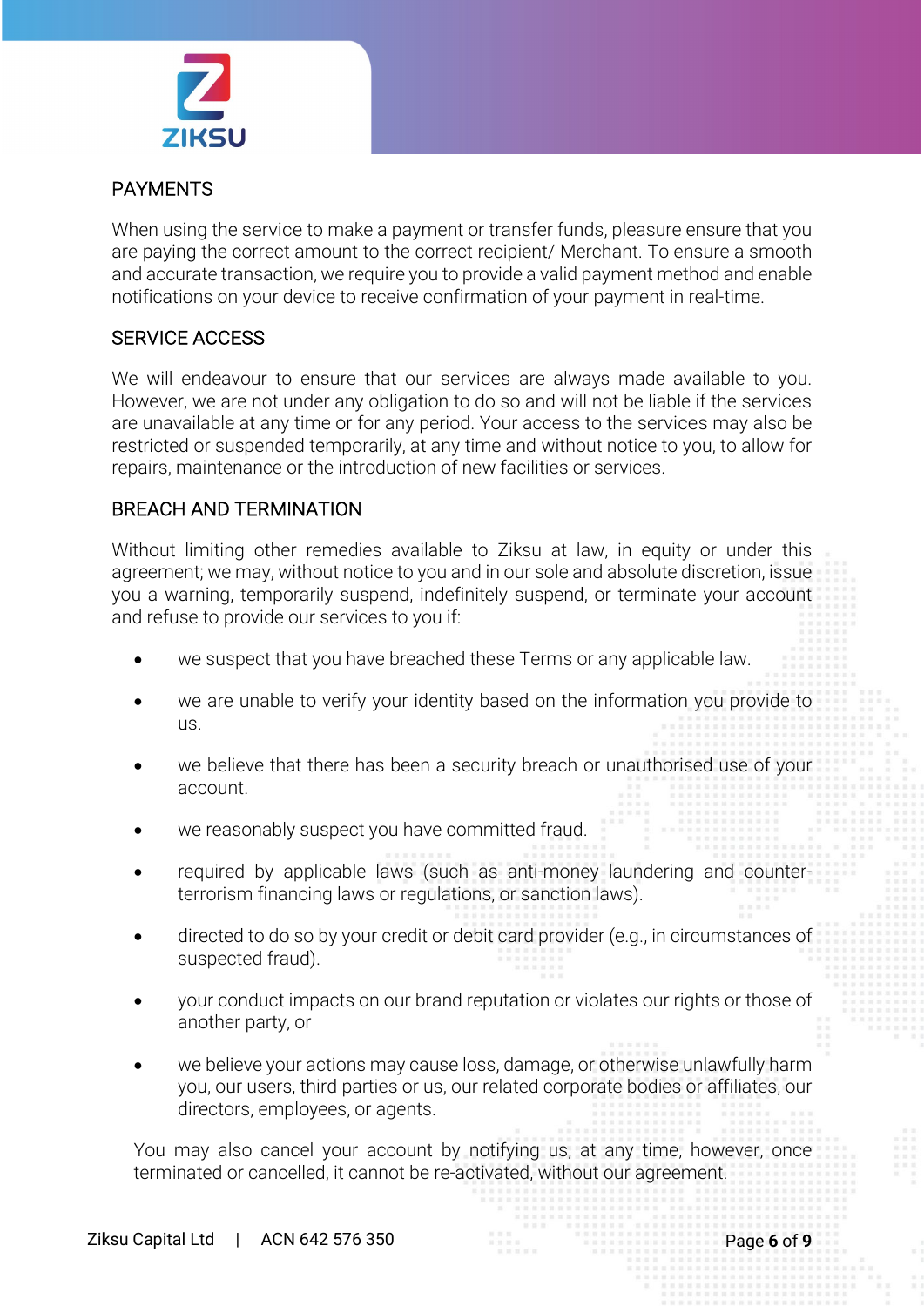## PAYMENTS

When using the service to make a payment or transfer funds, pleasure ensure that you are paying the correct amount to the correct recipient/ Merchant. To ensure a smooth and accurate transaction, we require you to provide a valid payment method and enable notifications on your device to receive confirmation of your payment in real-time.

## SERVICE ACCESS

We will endeavour to ensure that our services are always made available to you. However, we are not under any obligation to do so and will not be liable if the services are unavailable at any time or for any period. Your access to the services may also be restricted or suspended temporarily, at any time and without notice to you, to allow for repairs, maintenance or the introduction of new facilities or services.

## BREACH AND TERMINATION

Without limiting other remedies available to Ziksu at law, in equity or under this agreement; we may, without notice to you and in our sole and absolute discretion, issue you a warning, temporarily suspend, indefinitely suspend, or terminate your account and refuse to provide our services to you if:

- we suspect that you have breached these Terms or any applicable law.
- we are unable to verify your identity based on the information you provide to us.
- we believe that there has been a security breach or unauthorised use of your account.
- we reasonably suspect you have committed fraud.
- required by applicable laws (such as anti-money laundering and counter-terrorism financing laws or regulations, or sanction laws).
- directed to do so by your credit or debit card provider (e.g., in circumstances of suspected fraud).
- your conduct impacts on our brand reputation or violates our rights or those of another party, or
- we believe your actions may cause loss, damage, or otherwise unlawfully harm you, our users, third parties or us, our related corporate bodies or affiliates, our directors, employees, or agents.

You may also cancel your account by notifying us, at any time, however, once terminated or cancelled, it cannot be re-activated, without our agreement.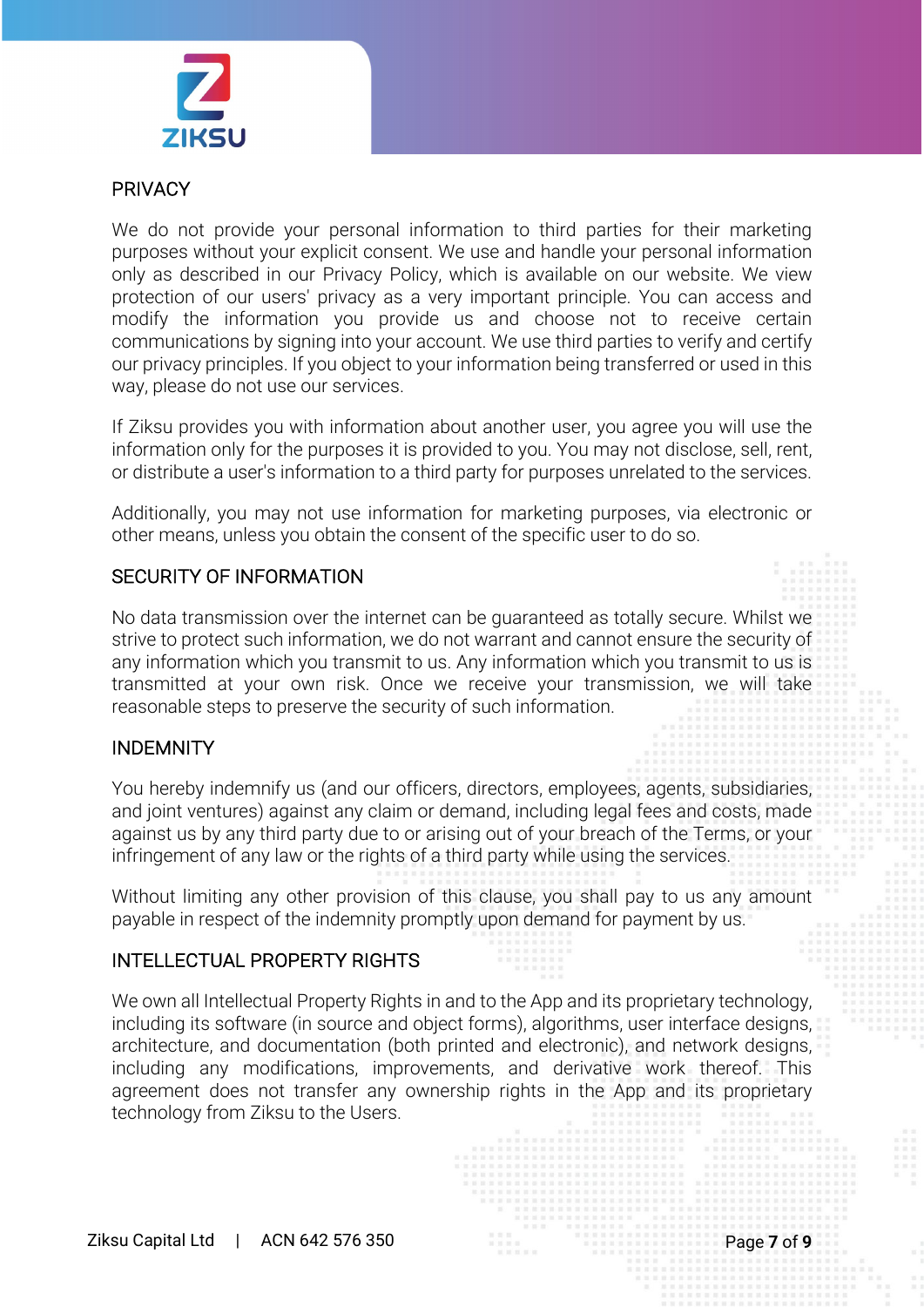## PRIVACY

We do not provide your personal information to third parties for their marketing purposes without your explicit consent. We use and handle your personal information only as described in our Privacy Policy, which is available on our website. We view protection of our users' privacy as a very important principle. You can access and modify the information you provide us and choose not to receive certain communications by signing into your account. We use third parties to verify and certify our privacy principles. If you object to your information being transferred or used in this way, please do not use our services.

If Ziksu provides you with information about another user, you agree you will use the information only for the purposes it is provided to you. You may not disclose, sell, rent, or distribute a user's information to a third party for purposes unrelated to the services.

Additionally, you may not use information for marketing purposes, via electronic or other means, unless you obtain the consent of the specific user to do so.

## SECURITY OF INFORMATION

No data transmission over the internet can be guaranteed as totally secure. Whilst we strive to protect such information, we do not warrant and cannot ensure the security of any information which you transmit to us. Any information which you transmit to us is transmitted at your own risk. Once we receive your transmission, we will take reasonable steps to preserve the security of such information.

## INDEMNITY

You hereby indemnify us (and our officers, directors, employees, agents, subsidiaries, and joint ventures) against any claim or demand, including legal fees and costs, made against us by any third party due to or arising out of your breach of the Terms, or your infringement of any law or the rights of a third party while using the services.

Without limiting any other provision of this clause, you shall pay to us any amount payable in respect of the indemnity promptly upon demand for payment by us.

## INTELLECTUAL PROPERTY RIGHTS

We own all Intellectual Property Rights in and to the App and its proprietary technology, including its software (in source and object forms), algorithms, user interface designs, architecture, and documentation (both printed and electronic), and network designs, including any modifications, improvements, and derivative work thereof. This agreement does not transfer any ownership rights in the App and its proprietary technology from Ziksu to the Users.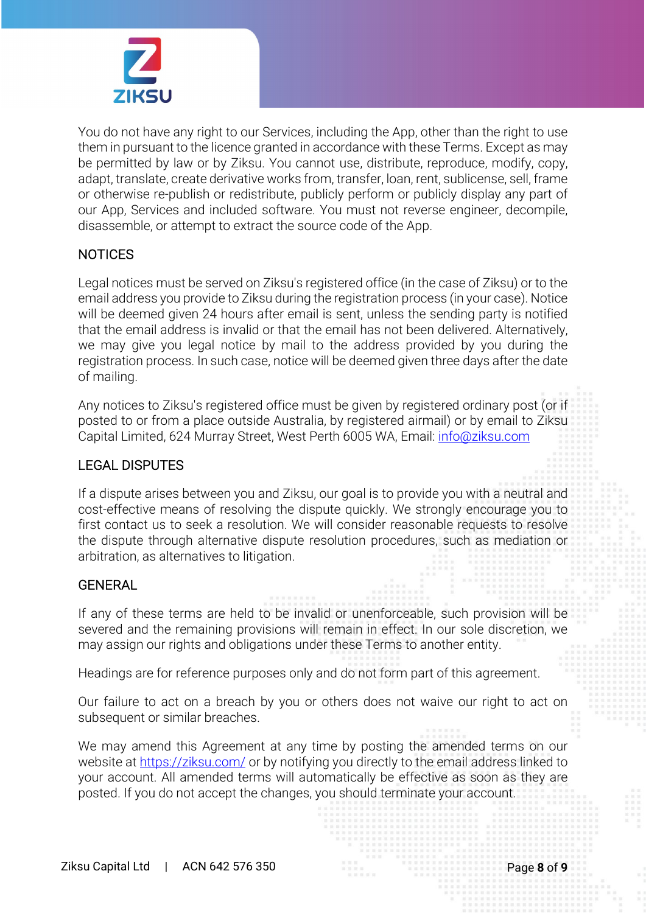You do not have any right to our Services, including the App, other than the right to use them in pursuant to the licence granted in accordance with these Terms. Except as may be permitted by law or by Ziksu. You cannot use, distribute, reproduce, modify, copy, adapt, translate, create derivative works from, transfer, loan, rent, sublicense, sell, frame or otherwise re-publish or redistribute, publicly perform or publicly display any part of our App, Services and included software. You must not reverse engineer, decompile, disassemble, or attempt to extract the source code of the App.

## NOTICES

Legal notices must be served on Ziksu's registered office (in the case of Ziksu) or to the email address you provide to Ziksu during the registration process (in your case). Notice will be deemed given 24 hours after email is sent, unless the sending party is notified that the email address is invalid or that the email has not been delivered. Alternatively, we may give you legal notice by mail to the address provided by you during the registration process. In such case, notice will be deemed given three days after the date of mailing.

Any notices to Ziksu's registered office must be given by registered ordinary post (or if posted to or from a place outside Australia, by registered airmail) or by email to Ziksu Capital Limited, 624 Murray Street, West Perth 6005 WA, Email: [info@ziksu.com](mailto:info@ziksu.com)

## LEGAL DISPUTES

If a dispute arises between you and Ziksu, our goal is to provide you with a neutral and cost-effective means of resolving the dispute quickly. We strongly encourage you to first contact us to seek a resolution. We will consider reasonable requests to resolve the dispute through alternative dispute resolution procedures, such as mediation or arbitration, as alternatives to litigation.

## GENERAL

If any of these terms are held to be invalid or unenforceable, such provision will be severed and the remaining provisions will remain in effect. In our sole discretion, we may assign our rights and obligations under these Terms to another entity.

Headings are for reference purposes only and do not form part of this agreement.

Our failure to act on a breach by you or others does not waive our right to act on subsequent or similar breaches.

We may amend this Agreement at any time by posting the amended terms on our website at [https://ziksu.com/](https://ziksu.com/) or by notifying you directly to the email address linked to your account. All amended terms will automatically be effective as soon as they are posted. If you do not accept the changes, you should terminate your account.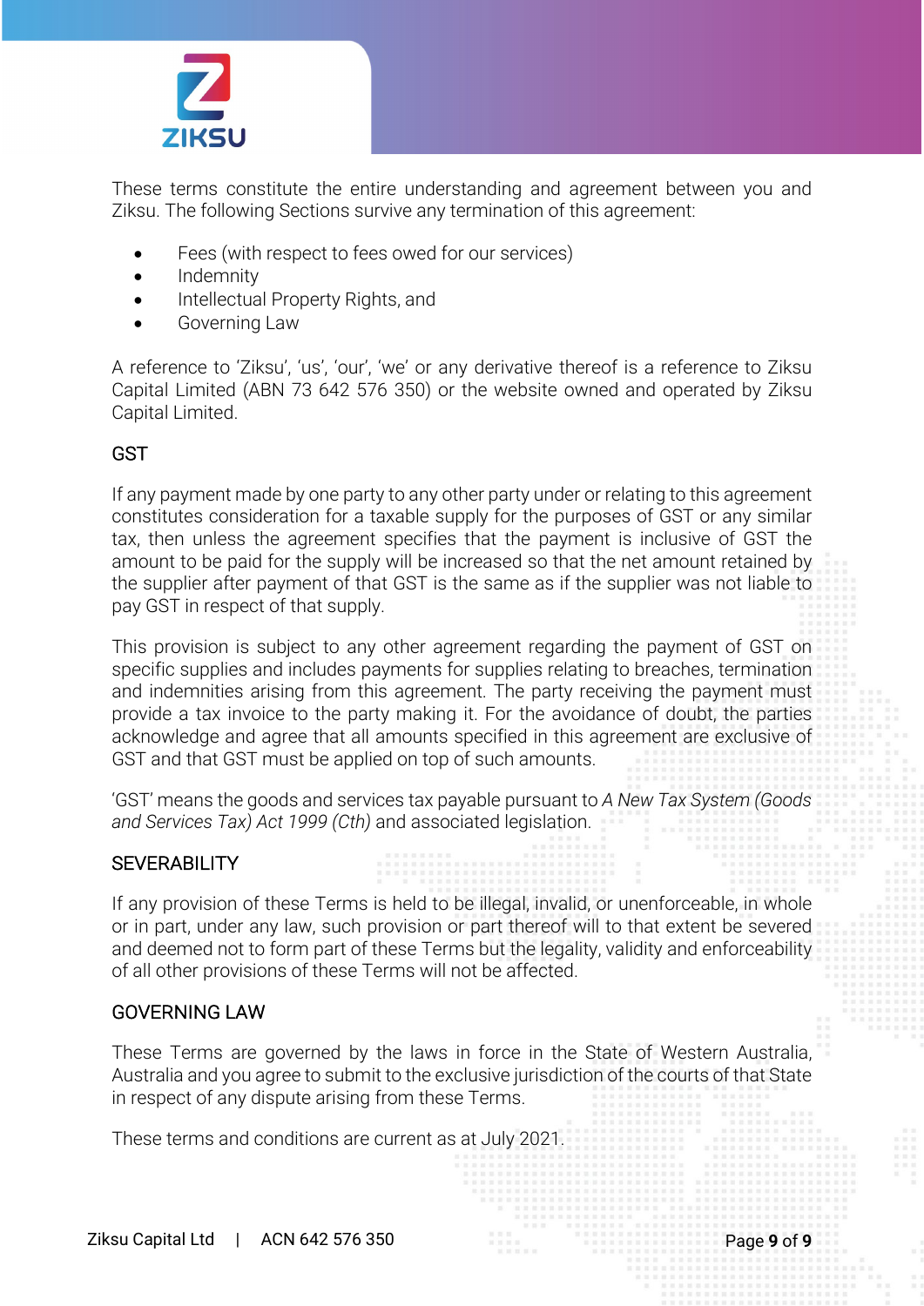These terms constitute the entire understanding and agreement between you and Ziksu. The following Sections survive any termination of this agreement:

- Fees (with respect to fees owed for our services)
- Indemnity
- Intellectual Property Rights, and
- Governing Law

A reference to 'Ziksu', 'us', 'our', 'we' or any derivative thereof is a reference to Ziksu Capital Limited (ABN 73 642 576 350) or the website owned and operated by Ziksu Capital Limited.

## GST

If any payment made by one party to any other party under or relating to this agreement constitutes consideration for a taxable supply for the purposes of GST or any similar tax, then unless the agreement specifies that the payment is inclusive of GST the amount to be paid for the supply will be increased so that the net amount retained by the supplier after payment of that GST is the same as if the supplier was not liable to pay GST in respect of that supply.

This provision is subject to any other agreement regarding the payment of GST on specific supplies and includes payments for supplies relating to breaches, termination and indemnities arising from this agreement. The party receiving the payment must provide a tax invoice to the party making it. For the avoidance of doubt, the parties acknowledge and agree that all amounts specified in this agreement are exclusive of GST and that GST must be applied on top of such amounts.

'GST' means the goods and services tax payable pursuant to *A New Tax System (Goods and Services Tax) Act 1999 (Cth)* and associated legislation.

## SEVERABILITY

If any provision of these Terms is held to be illegal, invalid, or unenforceable, in whole or in part, under any law, such provision or part thereof will to that extent be severed and deemed not to form part of these Terms but the legality, validity and enforceability of all other provisions of these Terms will not be affected.

## GOVERNING LAW

These Terms are governed by the laws in force in the State of Western Australia, Australia and you agree to submit to the exclusive jurisdiction of the courts of that State in respect of any dispute arising from these Terms.

These terms and conditions are current as at July 2021.